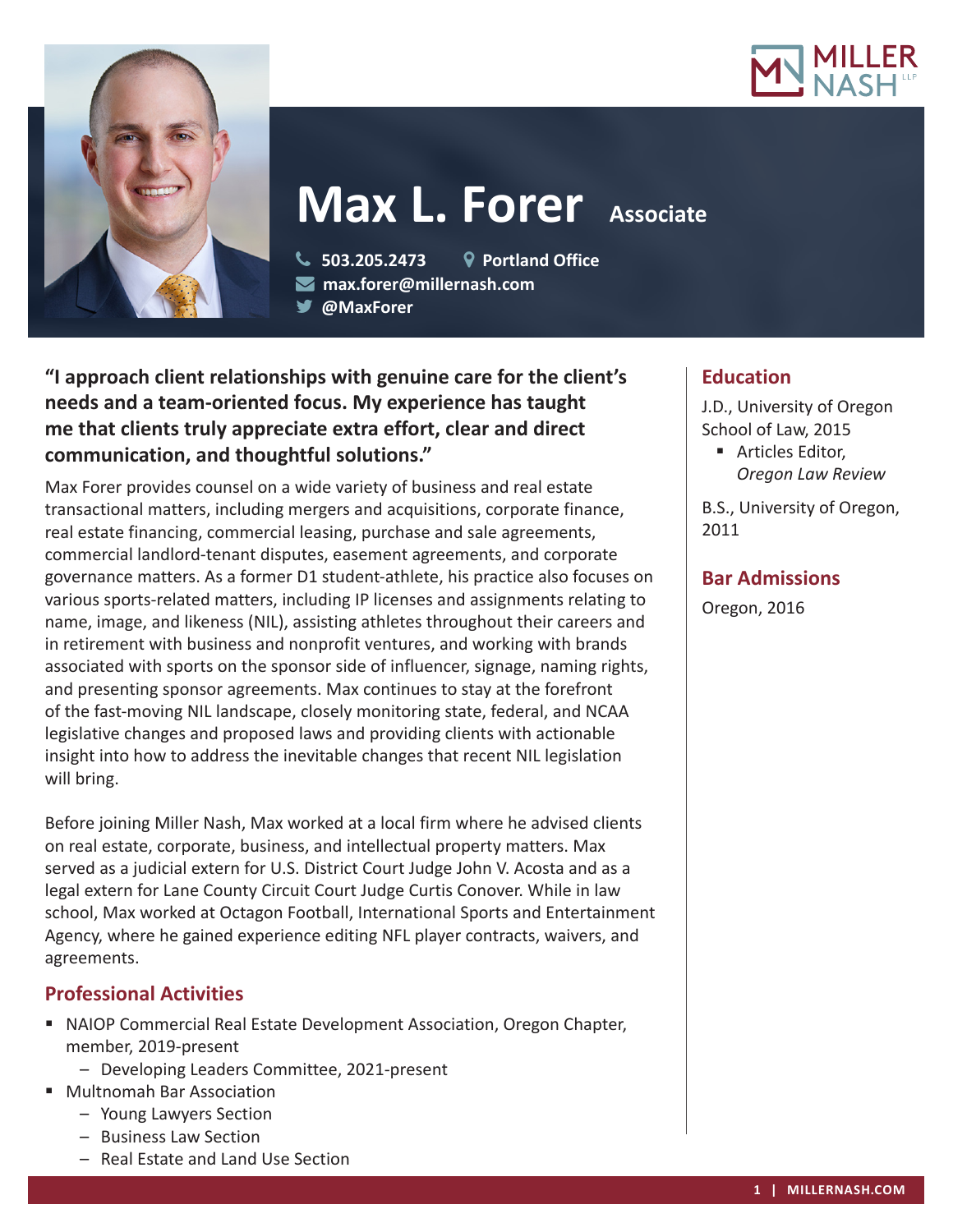# Max L. Forer

Associate

503.205.2473 | Portland Office
max.forer@millernash.com
@MaxForer

**"I approach client relationships with genuine care for the client's needs and a team-oriented focus. My experience has taught me that clients truly appreciate extra effort, clear and direct communication, and thoughtful solutions."**

Max Forer provides counsel on a wide variety of business and real estate transactional matters, including mergers and acquisitions, corporate finance, real estate financing, commercial leasing, purchase and sale agreements, commercial landlord-tenant disputes, easement agreements, and corporate governance matters. As a former D1 student-athlete, his practice also focuses on various sports-related matters, including IP licenses and assignments relating to name, image, and likeness (NIL), assisting athletes throughout their careers and in retirement with business and nonprofit ventures, and working with brands associated with sports on the sponsor side of influencer, signage, naming rights, and presenting sponsor agreements. Max continues to stay at the forefront of the fast-moving NIL landscape, closely monitoring state, federal, and NCAA legislative changes and proposed laws and providing clients with actionable insight into how to address the inevitable changes that recent NIL legislation will bring.

Before joining Miller Nash, Max worked at a local firm where he advised clients on real estate, corporate, business, and intellectual property matters. Max served as a judicial extern for U.S. District Court Judge John V. Acosta and as a legal extern for Lane County Circuit Court Judge Curtis Conover. While in law school, Max worked at Octagon Football, International Sports and Entertainment Agency, where he gained experience editing NFL player contracts, waivers, and agreements.

## Professional Activities

- NAIOP Commercial Real Estate Development Association, Oregon Chapter, member, 2019-present
  - Developing Leaders Committee, 2021-present
- Multnomah Bar Association
  - Young Lawyers Section
  - Business Law Section
  - Real Estate and Land Use Section

## Education

J.D., University of Oregon School of Law, 2015

- Articles Editor, *Oregon Law Review*

B.S., University of Oregon, 2011

## Bar Admissions

Oregon, 2016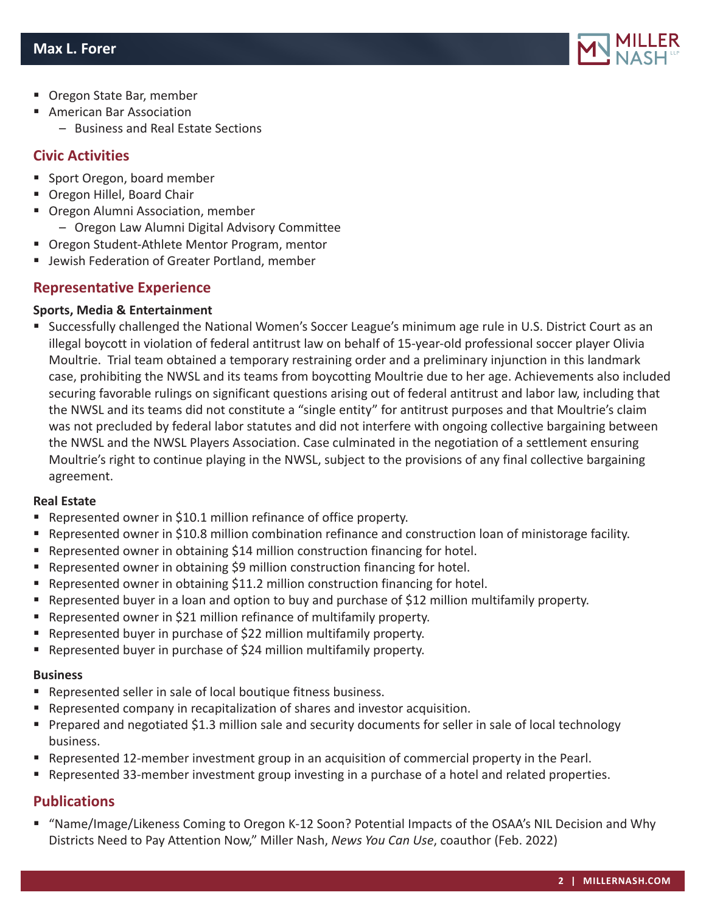- Oregon State Bar, member
- American Bar Association
  - Business and Real Estate Sections

## Civic Activities

- Sport Oregon, board member
- Oregon Hillel, Board Chair
- Oregon Alumni Association, member
  - Oregon Law Alumni Digital Advisory Committee
- Oregon Student-Athlete Mentor Program, mentor
- Jewish Federation of Greater Portland, member

## Representative Experience

**Sports, Media & Entertainment**

- Successfully challenged the National Women's Soccer League's minimum age rule in U.S. District Court as an illegal boycott in violation of federal antitrust law on behalf of 15-year-old professional soccer player Olivia Moultrie. Trial team obtained a temporary restraining order and a preliminary injunction in this landmark case, prohibiting the NWSL and its teams from boycotting Moultrie due to her age. Achievements also included securing favorable rulings on significant questions arising out of federal antitrust and labor law, including that the NWSL and its teams did not constitute a "single entity" for antitrust purposes and that Moultrie's claim was not precluded by federal labor statutes and did not interfere with ongoing collective bargaining between the NWSL and the NWSL Players Association. Case culminated in the negotiation of a settlement ensuring Moultrie's right to continue playing in the NWSL, subject to the provisions of any final collective bargaining agreement.

**Real Estate**

- Represented owner in $10.1 million refinance of office property.
- Represented owner in $10.8 million combination refinance and construction loan of ministorage facility.
- Represented owner in obtaining $14 million construction financing for hotel.
- Represented owner in obtaining $9 million construction financing for hotel.
- Represented owner in obtaining $11.2 million construction financing for hotel.
- Represented buyer in a loan and option to buy and purchase of $12 million multifamily property.
- Represented owner in $21 million refinance of multifamily property.
- Represented buyer in purchase of $22 million multifamily property.
- Represented buyer in purchase of $24 million multifamily property.

**Business**

- Represented seller in sale of local boutique fitness business.
- Represented company in recapitalization of shares and investor acquisition.
- Prepared and negotiated $1.3 million sale and security documents for seller in sale of local technology business.
- Represented 12-member investment group in an acquisition of commercial property in the Pearl.
- Represented 33-member investment group investing in a purchase of a hotel and related properties.

## Publications

- "Name/Image/Likeness Coming to Oregon K-12 Soon? Potential Impacts of the OSAA's NIL Decision and Why Districts Need to Pay Attention Now," Miller Nash, *News You Can Use*, coauthor (Feb. 2022)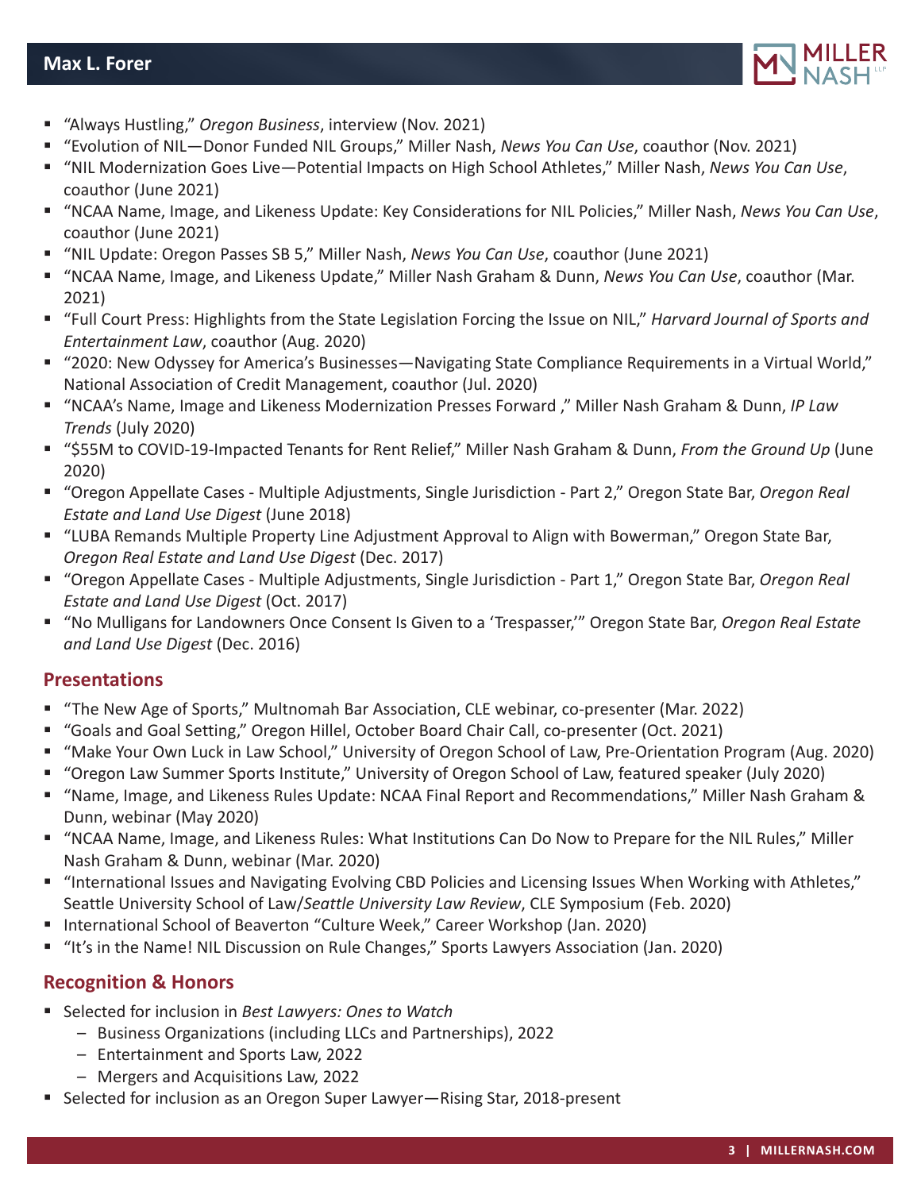- "Always Hustling," *Oregon Business*, interview (Nov. 2021)
- "Evolution of NIL—Donor Funded NIL Groups," Miller Nash, *News You Can Use*, coauthor (Nov. 2021)
- "NIL Modernization Goes Live—Potential Impacts on High School Athletes," Miller Nash, *News You Can Use*, coauthor (June 2021)
- "NCAA Name, Image, and Likeness Update: Key Considerations for NIL Policies," Miller Nash, *News You Can Use*, coauthor (June 2021)
- "NIL Update: Oregon Passes SB 5," Miller Nash, *News You Can Use*, coauthor (June 2021)
- "NCAA Name, Image, and Likeness Update," Miller Nash Graham & Dunn, *News You Can Use*, coauthor (Mar. 2021)
- "Full Court Press: Highlights from the State Legislation Forcing the Issue on NIL," *Harvard Journal of Sports and Entertainment Law*, coauthor (Aug. 2020)
- "2020: New Odyssey for America's Businesses—Navigating State Compliance Requirements in a Virtual World," National Association of Credit Management, coauthor (Jul. 2020)
- "NCAA's Name, Image and Likeness Modernization Presses Forward ," Miller Nash Graham & Dunn, *IP Law Trends* (July 2020)
- "$55M to COVID-19-Impacted Tenants for Rent Relief," Miller Nash Graham & Dunn, *From the Ground Up* (June 2020)
- "Oregon Appellate Cases - Multiple Adjustments, Single Jurisdiction - Part 2," Oregon State Bar, *Oregon Real Estate and Land Use Digest* (June 2018)
- "LUBA Remands Multiple Property Line Adjustment Approval to Align with Bowerman," Oregon State Bar, *Oregon Real Estate and Land Use Digest* (Dec. 2017)
- "Oregon Appellate Cases - Multiple Adjustments, Single Jurisdiction - Part 1," Oregon State Bar, *Oregon Real Estate and Land Use Digest* (Oct. 2017)
- "No Mulligans for Landowners Once Consent Is Given to a 'Trespasser,'" Oregon State Bar, *Oregon Real Estate and Land Use Digest* (Dec. 2016)

## Presentations

- "The New Age of Sports," Multnomah Bar Association, CLE webinar, co-presenter (Mar. 2022)
- "Goals and Goal Setting," Oregon Hillel, October Board Chair Call, co-presenter (Oct. 2021)
- "Make Your Own Luck in Law School," University of Oregon School of Law, Pre-Orientation Program (Aug. 2020)
- "Oregon Law Summer Sports Institute," University of Oregon School of Law, featured speaker (July 2020)
- "Name, Image, and Likeness Rules Update: NCAA Final Report and Recommendations," Miller Nash Graham & Dunn, webinar (May 2020)
- "NCAA Name, Image, and Likeness Rules: What Institutions Can Do Now to Prepare for the NIL Rules," Miller Nash Graham & Dunn, webinar (Mar. 2020)
- "International Issues and Navigating Evolving CBD Policies and Licensing Issues When Working with Athletes," Seattle University School of Law/*Seattle University Law Review*, CLE Symposium (Feb. 2020)
- International School of Beaverton "Culture Week," Career Workshop (Jan. 2020)
- "It's in the Name! NIL Discussion on Rule Changes," Sports Lawyers Association (Jan. 2020)

## Recognition & Honors

- Selected for inclusion in *Best Lawyers: Ones to Watch*
  - Business Organizations (including LLCs and Partnerships), 2022
  - Entertainment and Sports Law, 2022
  - Mergers and Acquisitions Law, 2022
- Selected for inclusion as an Oregon Super Lawyer—Rising Star, 2018-present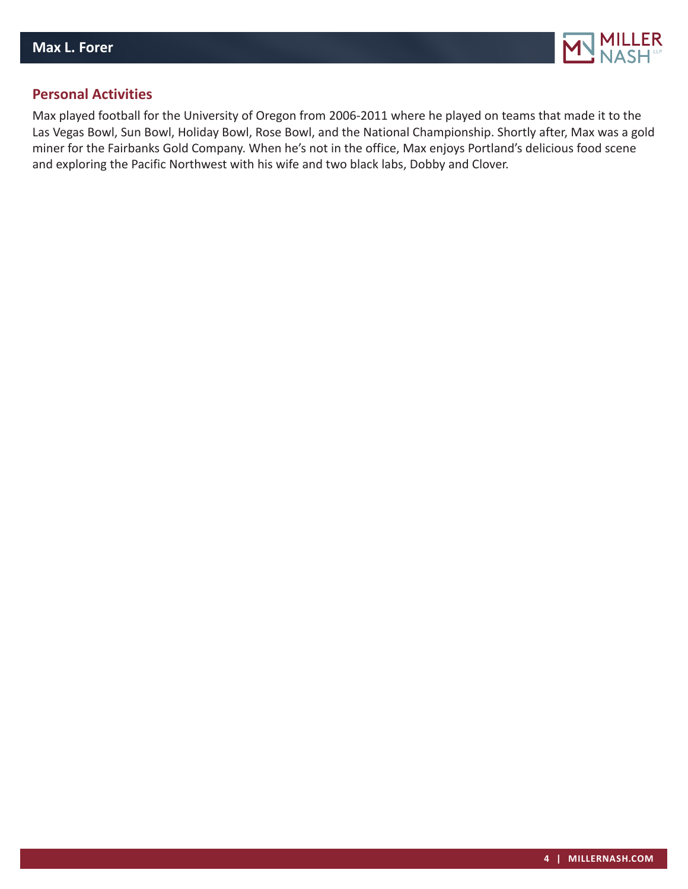## Personal Activities

Max played football for the University of Oregon from 2006-2011 where he played on teams that made it to the Las Vegas Bowl, Sun Bowl, Holiday Bowl, Rose Bowl, and the National Championship. Shortly after, Max was a gold miner for the Fairbanks Gold Company. When he's not in the office, Max enjoys Portland's delicious food scene and exploring the Pacific Northwest with his wife and two black labs, Dobby and Clover.